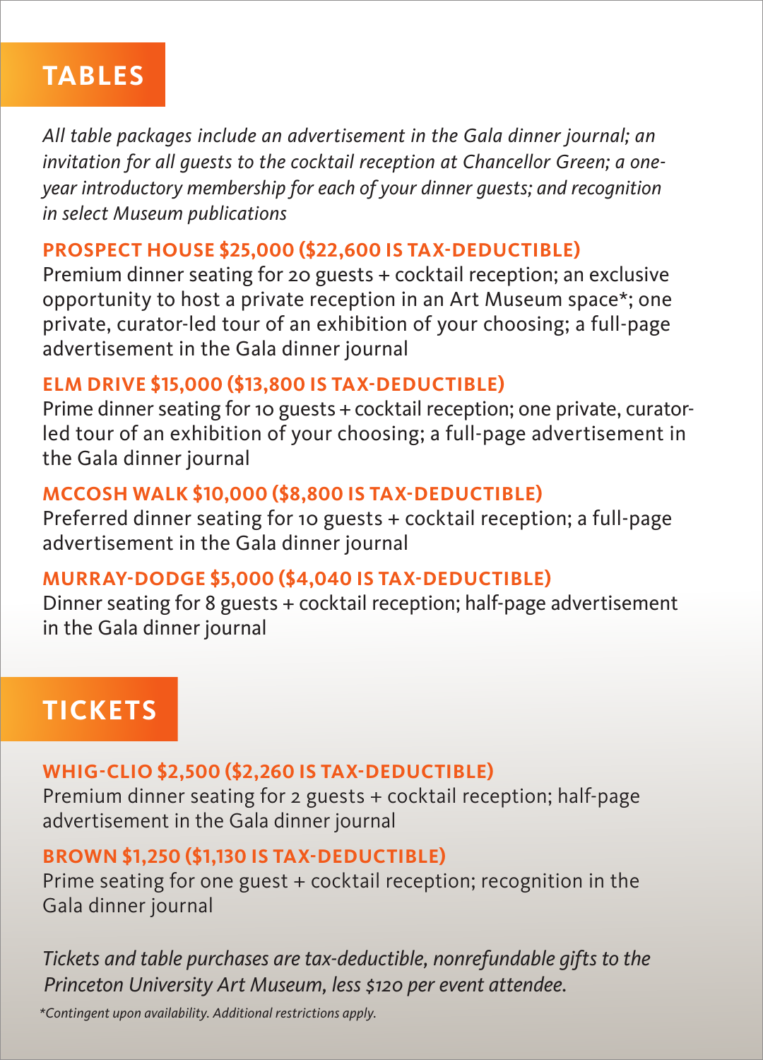## TABLES

*All table packages include an advertisement in the Gala dinner journal; an invitation for all guests to the cocktail reception at Chancellor Green; a one-year introductory membership for each of your dinner guests; and recognition in select Museum publications*

### PROSPECT HOUSE $25,000 ($22,600 IS TAX-DEDUCTIBLE)

Premium dinner seating for 20 guests + cocktail reception; an exclusive opportunity to host a private reception in an Art Museum space*; one private, curator-led tour of an exhibition of your choosing; a full-page advertisement in the Gala dinner journal

### ELM DRIVE $15,000 ($13,800 IS TAX-DEDUCTIBLE)

Prime dinner seating for 10 guests + cocktail reception; one private, curator-led tour of an exhibition of your choosing; a full-page advertisement in the Gala dinner journal

### MCCOSH WALK $10,000 ($8,800 IS TAX-DEDUCTIBLE)

Preferred dinner seating for 10 guests + cocktail reception; a full-page advertisement in the Gala dinner journal

### MURRAY-DODGE $5,000 ($4,040 IS TAX-DEDUCTIBLE)

Dinner seating for 8 guests + cocktail reception; half-page advertisement in the Gala dinner journal

## TICKETS

### WHIG-CLIO $2,500 ($2,260 IS TAX-DEDUCTIBLE)

Premium dinner seating for 2 guests + cocktail reception; half-page advertisement in the Gala dinner journal

### BROWN $1,250 ($1,130 IS TAX-DEDUCTIBLE)

Prime seating for one guest + cocktail reception; recognition in the Gala dinner journal

*Tickets and table purchases are tax-deductible, nonrefundable gifts to the Princeton University Art Museum, less $120 per event attendee.*

*\*Contingent upon availability. Additional restrictions apply.*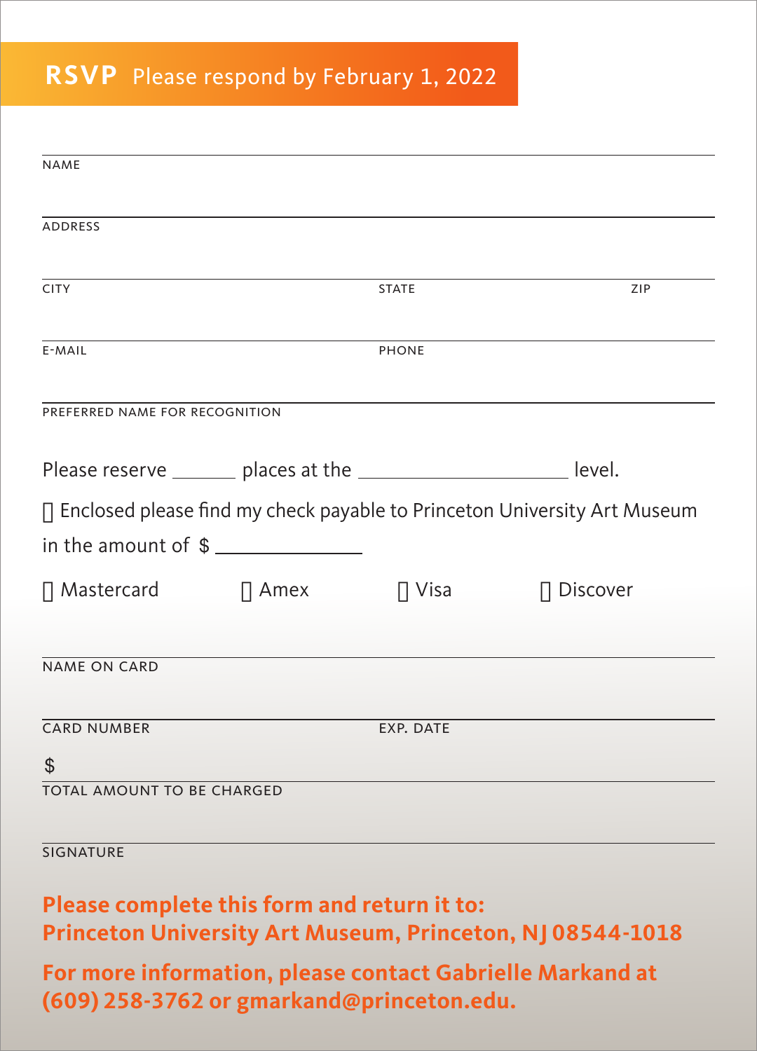## RSVP Please respond by February 1, 2022

NAME

ADDRESS

CITY | STATE | ZIP

E-MAIL | PHONE

PREFERRED NAME FOR RECOGNITION

Please reserve ______ places at the ____________________ level.

☐ Enclosed please find my check payable to Princeton University Art Museum in the amount of $ ____________

☐ Mastercard ☐ Amex ☐ Visa ☐ Discover

NAME ON CARD

CARD NUMBER | EXP. DATE

$

TOTAL AMOUNT TO BE CHARGED

SIGNATURE

**Please complete this form and return it to:**
**Princeton University Art Museum, Princeton, NJ 08544-1018**

**For more information, please contact Gabrielle Markand at (609) 258-3762 or gmarkand@princeton.edu.**